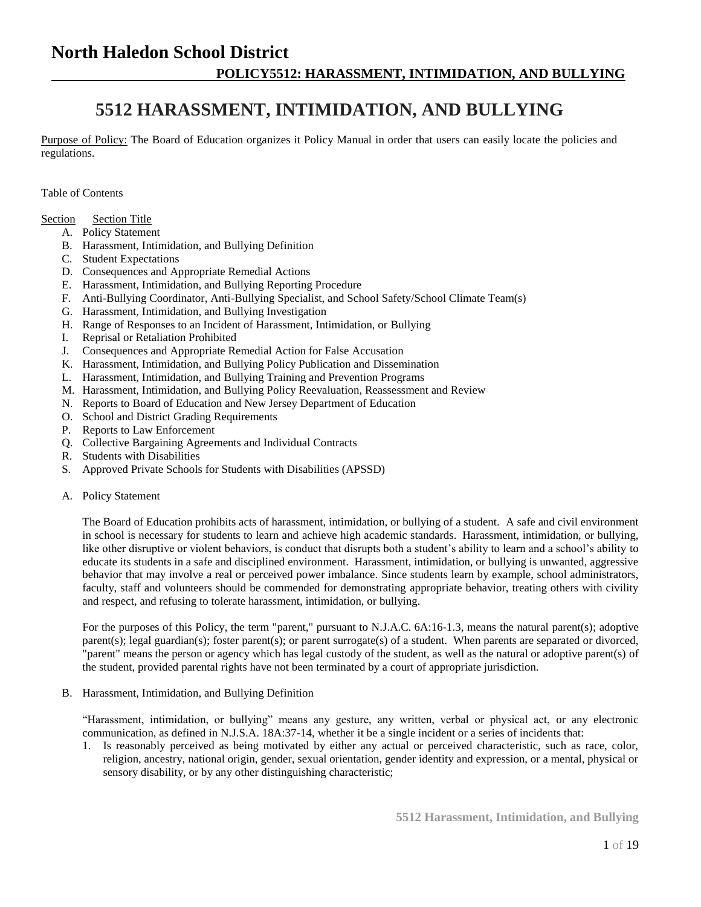# North Haledon School District

## POLICY5512: HARASSMENT, INTIMIDATION, AND BULLYING

# 5512 HARASSMENT, INTIMIDATION, AND BULLYING

Purpose of Policy: The Board of Education organizes it Policy Manual in order that users can easily locate the policies and regulations.

Table of Contents

| Section | Section Title |
|---|---|
| A. | Policy Statement |
| B. | Harassment, Intimidation, and Bullying Definition |
| C. | Student Expectations |
| D. | Consequences and Appropriate Remedial Actions |
| E. | Harassment, Intimidation, and Bullying Reporting Procedure |
| F. | Anti-Bullying Coordinator, Anti-Bullying Specialist, and School Safety/School Climate Team(s) |
| G. | Harassment, Intimidation, and Bullying Investigation |
| H. | Range of Responses to an Incident of Harassment, Intimidation, or Bullying |
| I. | Reprisal or Retaliation Prohibited |
| J. | Consequences and Appropriate Remedial Action for False Accusation |
| K. | Harassment, Intimidation, and Bullying Policy Publication and Dissemination |
| L. | Harassment, Intimidation, and Bullying Training and Prevention Programs |
| M. | Harassment, Intimidation, and Bullying Policy Reevaluation, Reassessment and Review |
| N. | Reports to Board of Education and New Jersey Department of Education |
| O. | School and District Grading Requirements |
| P. | Reports to Law Enforcement |
| Q. | Collective Bargaining Agreements and Individual Contracts |
| R. | Students with Disabilities |
| S. | Approved Private Schools for Students with Disabilities (APSSD) |

A. Policy Statement

The Board of Education prohibits acts of harassment, intimidation, or bullying of a student. A safe and civil environment in school is necessary for students to learn and achieve high academic standards. Harassment, intimidation, or bullying, like other disruptive or violent behaviors, is conduct that disrupts both a student's ability to learn and a school's ability to educate its students in a safe and disciplined environment. Harassment, intimidation, or bullying is unwanted, aggressive behavior that may involve a real or perceived power imbalance. Since students learn by example, school administrators, faculty, staff and volunteers should be commended for demonstrating appropriate behavior, treating others with civility and respect, and refusing to tolerate harassment, intimidation, or bullying.

For the purposes of this Policy, the term "parent," pursuant to N.J.A.C. 6A:16-1.3, means the natural parent(s); adoptive parent(s); legal guardian(s); foster parent(s); or parent surrogate(s) of a student. When parents are separated or divorced, "parent" means the person or agency which has legal custody of the student, as well as the natural or adoptive parent(s) of the student, provided parental rights have not been terminated by a court of appropriate jurisdiction.

B. Harassment, Intimidation, and Bullying Definition

"Harassment, intimidation, or bullying" means any gesture, any written, verbal or physical act, or any electronic communication, as defined in N.J.S.A. 18A:37-14, whether it be a single incident or a series of incidents that:

1. Is reasonably perceived as being motivated by either any actual or perceived characteristic, such as race, color, religion, ancestry, national origin, gender, sexual orientation, gender identity and expression, or a mental, physical or sensory disability, or by any other distinguishing characteristic;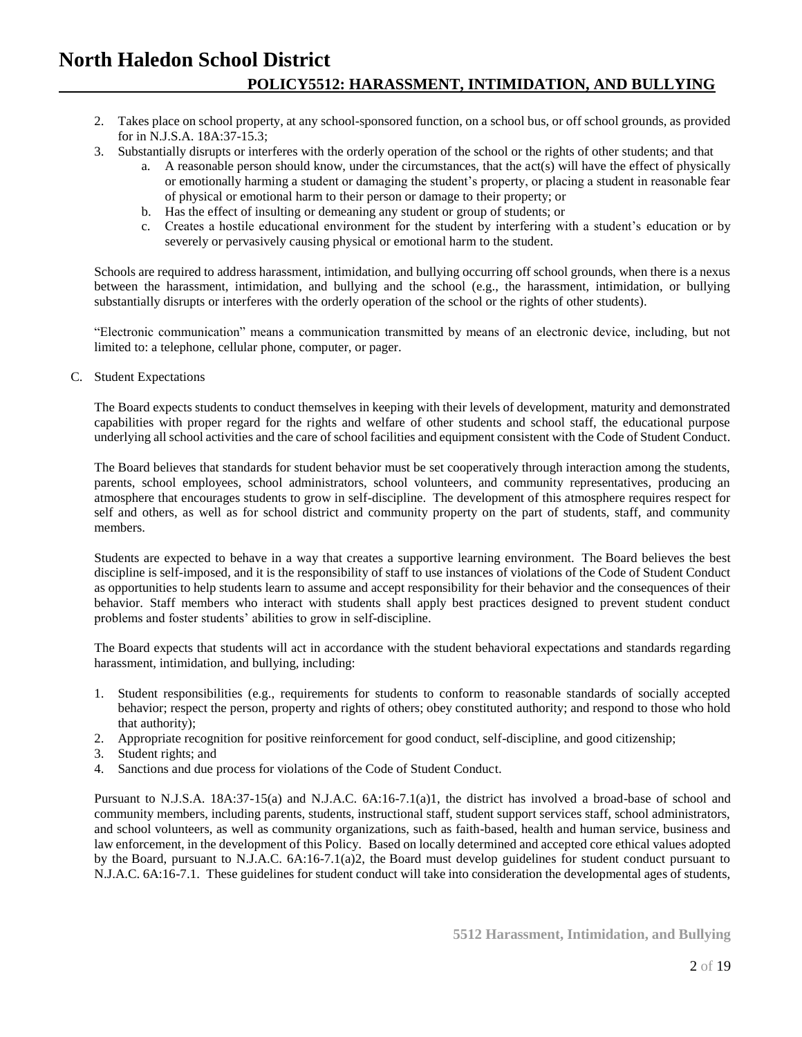2. Takes place on school property, at any school-sponsored function, on a school bus, or off school grounds, as provided for in N.J.S.A. 18A:37-15.3;
3. Substantially disrupts or interferes with the orderly operation of the school or the rights of other students; and that
   a. A reasonable person should know, under the circumstances, that the act(s) will have the effect of physically or emotionally harming a student or damaging the student's property, or placing a student in reasonable fear of physical or emotional harm to their person or damage to their property; or
   b. Has the effect of insulting or demeaning any student or group of students; or
   c. Creates a hostile educational environment for the student by interfering with a student's education or by severely or pervasively causing physical or emotional harm to the student.

Schools are required to address harassment, intimidation, and bullying occurring off school grounds, when there is a nexus between the harassment, intimidation, and bullying and the school (e.g., the harassment, intimidation, or bullying substantially disrupts or interferes with the orderly operation of the school or the rights of other students).

"Electronic communication" means a communication transmitted by means of an electronic device, including, but not limited to: a telephone, cellular phone, computer, or pager.

C. Student Expectations

The Board expects students to conduct themselves in keeping with their levels of development, maturity and demonstrated capabilities with proper regard for the rights and welfare of other students and school staff, the educational purpose underlying all school activities and the care of school facilities and equipment consistent with the Code of Student Conduct.

The Board believes that standards for student behavior must be set cooperatively through interaction among the students, parents, school employees, school administrators, school volunteers, and community representatives, producing an atmosphere that encourages students to grow in self-discipline. The development of this atmosphere requires respect for self and others, as well as for school district and community property on the part of students, staff, and community members.

Students are expected to behave in a way that creates a supportive learning environment. The Board believes the best discipline is self-imposed, and it is the responsibility of staff to use instances of violations of the Code of Student Conduct as opportunities to help students learn to assume and accept responsibility for their behavior and the consequences of their behavior. Staff members who interact with students shall apply best practices designed to prevent student conduct problems and foster students' abilities to grow in self-discipline.

The Board expects that students will act in accordance with the student behavioral expectations and standards regarding harassment, intimidation, and bullying, including:

1. Student responsibilities (e.g., requirements for students to conform to reasonable standards of socially accepted behavior; respect the person, property and rights of others; obey constituted authority; and respond to those who hold that authority);
2. Appropriate recognition for positive reinforcement for good conduct, self-discipline, and good citizenship;
3. Student rights; and
4. Sanctions and due process for violations of the Code of Student Conduct.

Pursuant to N.J.S.A. 18A:37-15(a) and N.J.A.C. 6A:16-7.1(a)1, the district has involved a broad-base of school and community members, including parents, students, instructional staff, student support services staff, school administrators, and school volunteers, as well as community organizations, such as faith-based, health and human service, business and law enforcement, in the development of this Policy. Based on locally determined and accepted core ethical values adopted by the Board, pursuant to N.J.A.C. 6A:16-7.1(a)2, the Board must develop guidelines for student conduct pursuant to N.J.A.C. 6A:16-7.1. These guidelines for student conduct will take into consideration the developmental ages of students,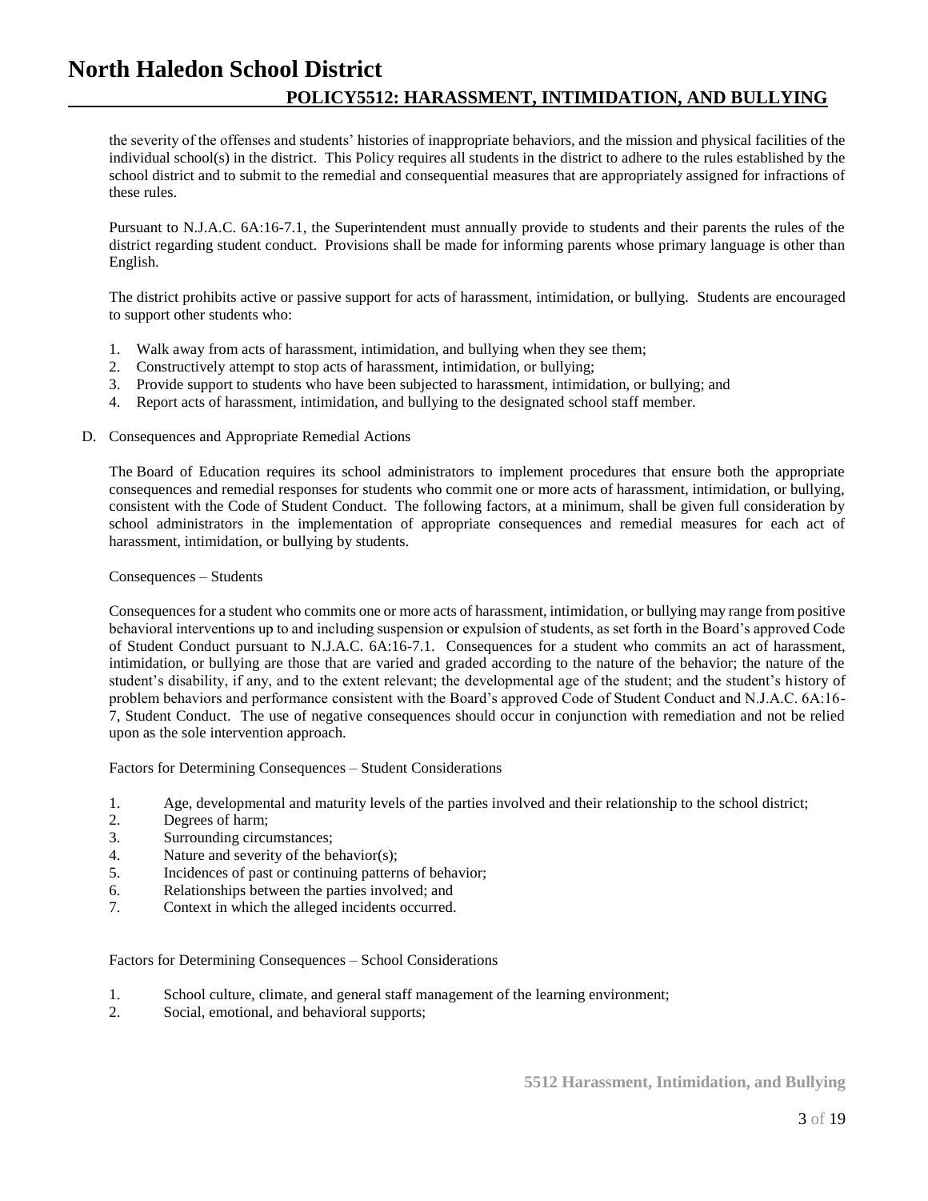the severity of the offenses and students' histories of inappropriate behaviors, and the mission and physical facilities of the individual school(s) in the district. This Policy requires all students in the district to adhere to the rules established by the school district and to submit to the remedial and consequential measures that are appropriately assigned for infractions of these rules.

Pursuant to N.J.A.C. 6A:16-7.1, the Superintendent must annually provide to students and their parents the rules of the district regarding student conduct. Provisions shall be made for informing parents whose primary language is other than English.

The district prohibits active or passive support for acts of harassment, intimidation, or bullying. Students are encouraged to support other students who:

1. Walk away from acts of harassment, intimidation, and bullying when they see them;
2. Constructively attempt to stop acts of harassment, intimidation, or bullying;
3. Provide support to students who have been subjected to harassment, intimidation, or bullying; and
4. Report acts of harassment, intimidation, and bullying to the designated school staff member.

D. Consequences and Appropriate Remedial Actions

The Board of Education requires its school administrators to implement procedures that ensure both the appropriate consequences and remedial responses for students who commit one or more acts of harassment, intimidation, or bullying, consistent with the Code of Student Conduct. The following factors, at a minimum, shall be given full consideration by school administrators in the implementation of appropriate consequences and remedial measures for each act of harassment, intimidation, or bullying by students.

Consequences – Students

Consequences for a student who commits one or more acts of harassment, intimidation, or bullying may range from positive behavioral interventions up to and including suspension or expulsion of students, as set forth in the Board's approved Code of Student Conduct pursuant to N.J.A.C. 6A:16-7.1. Consequences for a student who commits an act of harassment, intimidation, or bullying are those that are varied and graded according to the nature of the behavior; the nature of the student's disability, if any, and to the extent relevant; the developmental age of the student; and the student's history of problem behaviors and performance consistent with the Board's approved Code of Student Conduct and N.J.A.C. 6A:16-7, Student Conduct. The use of negative consequences should occur in conjunction with remediation and not be relied upon as the sole intervention approach.

Factors for Determining Consequences – Student Considerations

1. Age, developmental and maturity levels of the parties involved and their relationship to the school district;
2. Degrees of harm;
3. Surrounding circumstances;
4. Nature and severity of the behavior(s);
5. Incidences of past or continuing patterns of behavior;
6. Relationships between the parties involved; and
7. Context in which the alleged incidents occurred.

Factors for Determining Consequences – School Considerations

1. School culture, climate, and general staff management of the learning environment;
2. Social, emotional, and behavioral supports;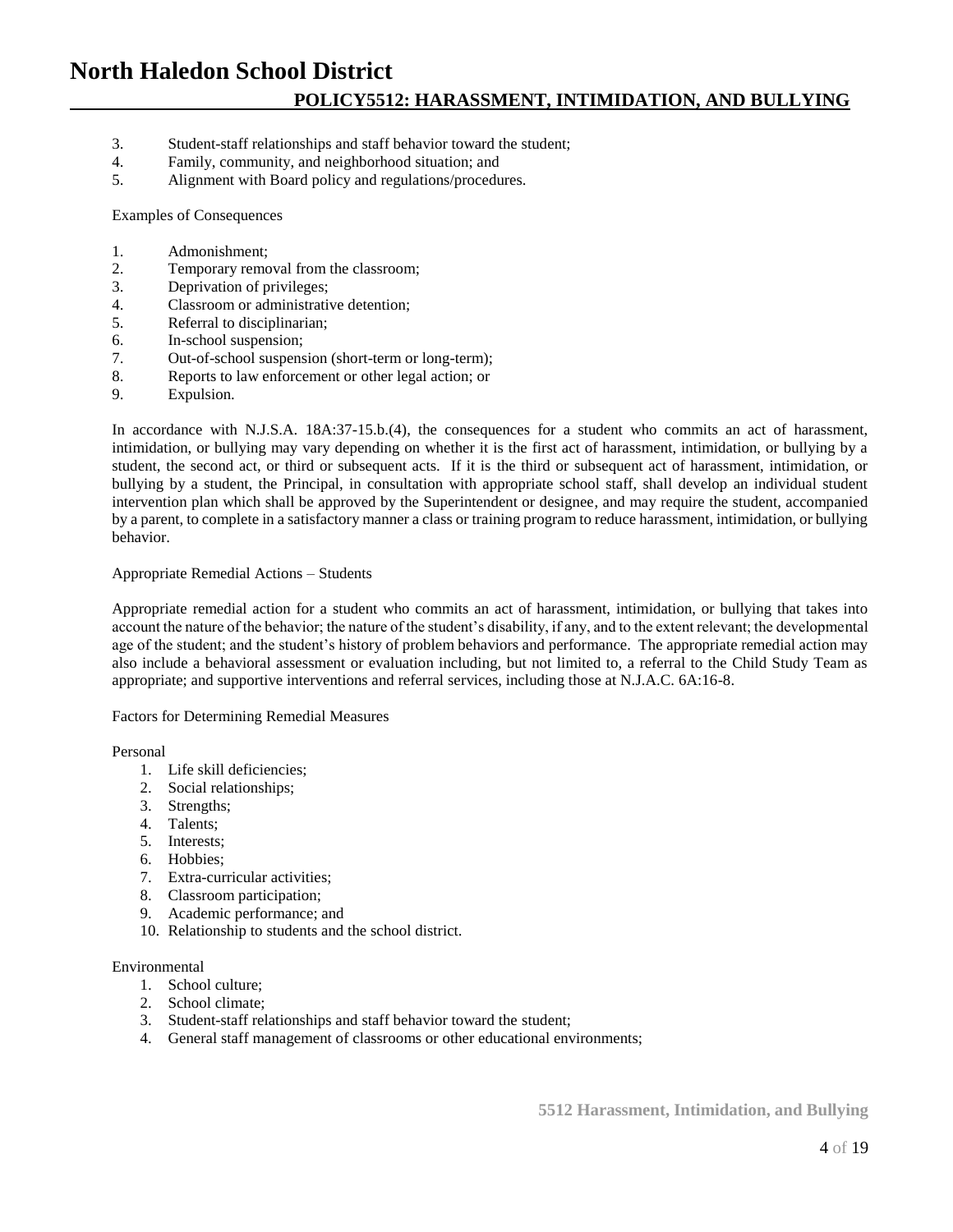3. Student-staff relationships and staff behavior toward the student;
4. Family, community, and neighborhood situation; and
5. Alignment with Board policy and regulations/procedures.

Examples of Consequences

1. Admonishment;
2. Temporary removal from the classroom;
3. Deprivation of privileges;
4. Classroom or administrative detention;
5. Referral to disciplinarian;
6. In-school suspension;
7. Out-of-school suspension (short-term or long-term);
8. Reports to law enforcement or other legal action; or
9. Expulsion.

In accordance with N.J.S.A. 18A:37-15.b.(4), the consequences for a student who commits an act of harassment, intimidation, or bullying may vary depending on whether it is the first act of harassment, intimidation, or bullying by a student, the second act, or third or subsequent acts. If it is the third or subsequent act of harassment, intimidation, or bullying by a student, the Principal, in consultation with appropriate school staff, shall develop an individual student intervention plan which shall be approved by the Superintendent or designee, and may require the student, accompanied by a parent, to complete in a satisfactory manner a class or training program to reduce harassment, intimidation, or bullying behavior.

Appropriate Remedial Actions – Students

Appropriate remedial action for a student who commits an act of harassment, intimidation, or bullying that takes into account the nature of the behavior; the nature of the student's disability, if any, and to the extent relevant; the developmental age of the student; and the student's history of problem behaviors and performance. The appropriate remedial action may also include a behavioral assessment or evaluation including, but not limited to, a referral to the Child Study Team as appropriate; and supportive interventions and referral services, including those at N.J.A.C. 6A:16-8.

Factors for Determining Remedial Measures

Personal

1. Life skill deficiencies;
2. Social relationships;
3. Strengths;
4. Talents;
5. Interests;
6. Hobbies;
7. Extra-curricular activities;
8. Classroom participation;
9. Academic performance; and
10. Relationship to students and the school district.

Environmental

1. School culture;
2. School climate;
3. Student-staff relationships and staff behavior toward the student;
4. General staff management of classrooms or other educational environments;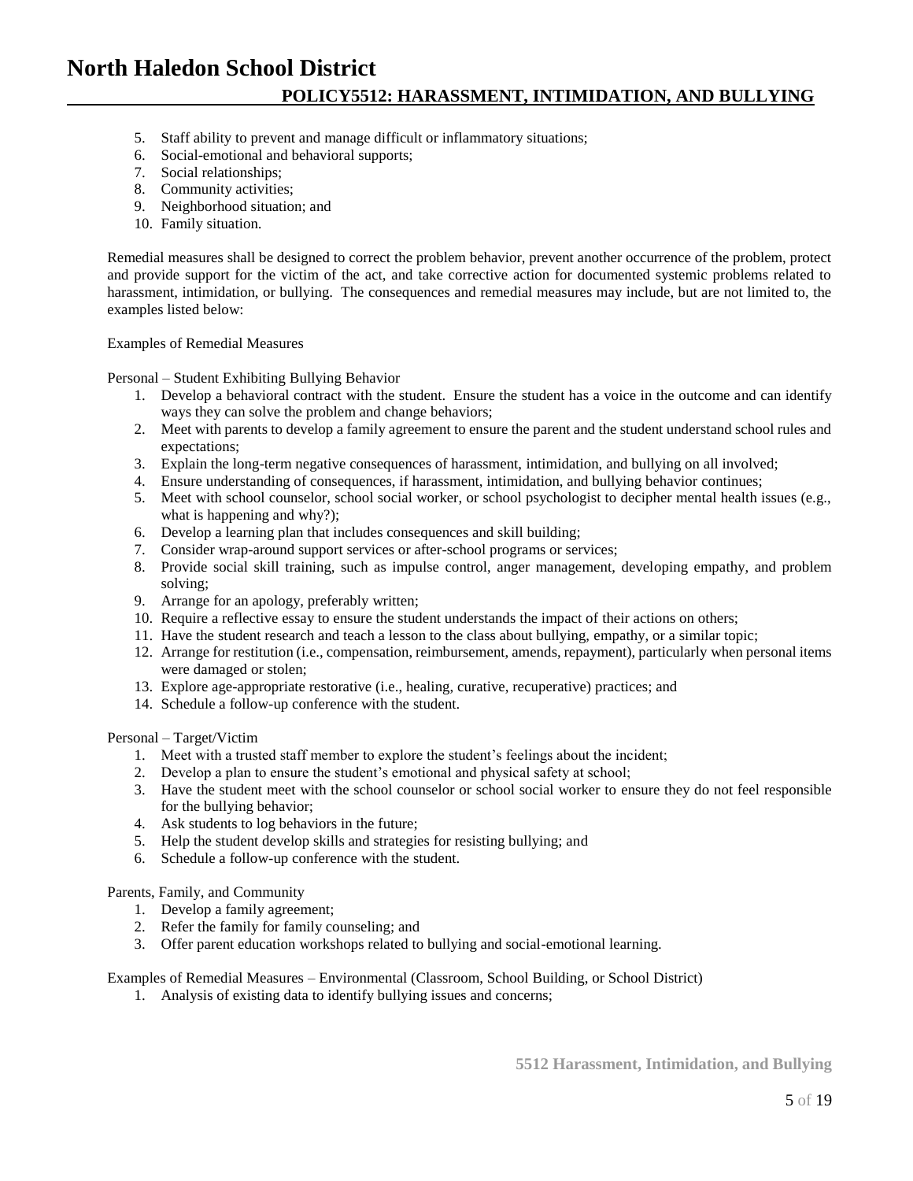5. Staff ability to prevent and manage difficult or inflammatory situations;
6. Social-emotional and behavioral supports;
7. Social relationships;
8. Community activities;
9. Neighborhood situation; and
10. Family situation.

Remedial measures shall be designed to correct the problem behavior, prevent another occurrence of the problem, protect and provide support for the victim of the act, and take corrective action for documented systemic problems related to harassment, intimidation, or bullying. The consequences and remedial measures may include, but are not limited to, the examples listed below:

Examples of Remedial Measures

Personal – Student Exhibiting Bullying Behavior

1. Develop a behavioral contract with the student. Ensure the student has a voice in the outcome and can identify ways they can solve the problem and change behaviors;
2. Meet with parents to develop a family agreement to ensure the parent and the student understand school rules and expectations;
3. Explain the long-term negative consequences of harassment, intimidation, and bullying on all involved;
4. Ensure understanding of consequences, if harassment, intimidation, and bullying behavior continues;
5. Meet with school counselor, school social worker, or school psychologist to decipher mental health issues (e.g., what is happening and why?);
6. Develop a learning plan that includes consequences and skill building;
7. Consider wrap-around support services or after-school programs or services;
8. Provide social skill training, such as impulse control, anger management, developing empathy, and problem solving;
9. Arrange for an apology, preferably written;
10. Require a reflective essay to ensure the student understands the impact of their actions on others;
11. Have the student research and teach a lesson to the class about bullying, empathy, or a similar topic;
12. Arrange for restitution (i.e., compensation, reimbursement, amends, repayment), particularly when personal items were damaged or stolen;
13. Explore age-appropriate restorative (i.e., healing, curative, recuperative) practices; and
14. Schedule a follow-up conference with the student.

Personal – Target/Victim

1. Meet with a trusted staff member to explore the student's feelings about the incident;
2. Develop a plan to ensure the student's emotional and physical safety at school;
3. Have the student meet with the school counselor or school social worker to ensure they do not feel responsible for the bullying behavior;
4. Ask students to log behaviors in the future;
5. Help the student develop skills and strategies for resisting bullying; and
6. Schedule a follow-up conference with the student.

Parents, Family, and Community

1. Develop a family agreement;
2. Refer the family for family counseling; and
3. Offer parent education workshops related to bullying and social-emotional learning.

Examples of Remedial Measures – Environmental (Classroom, School Building, or School District)

1. Analysis of existing data to identify bullying issues and concerns;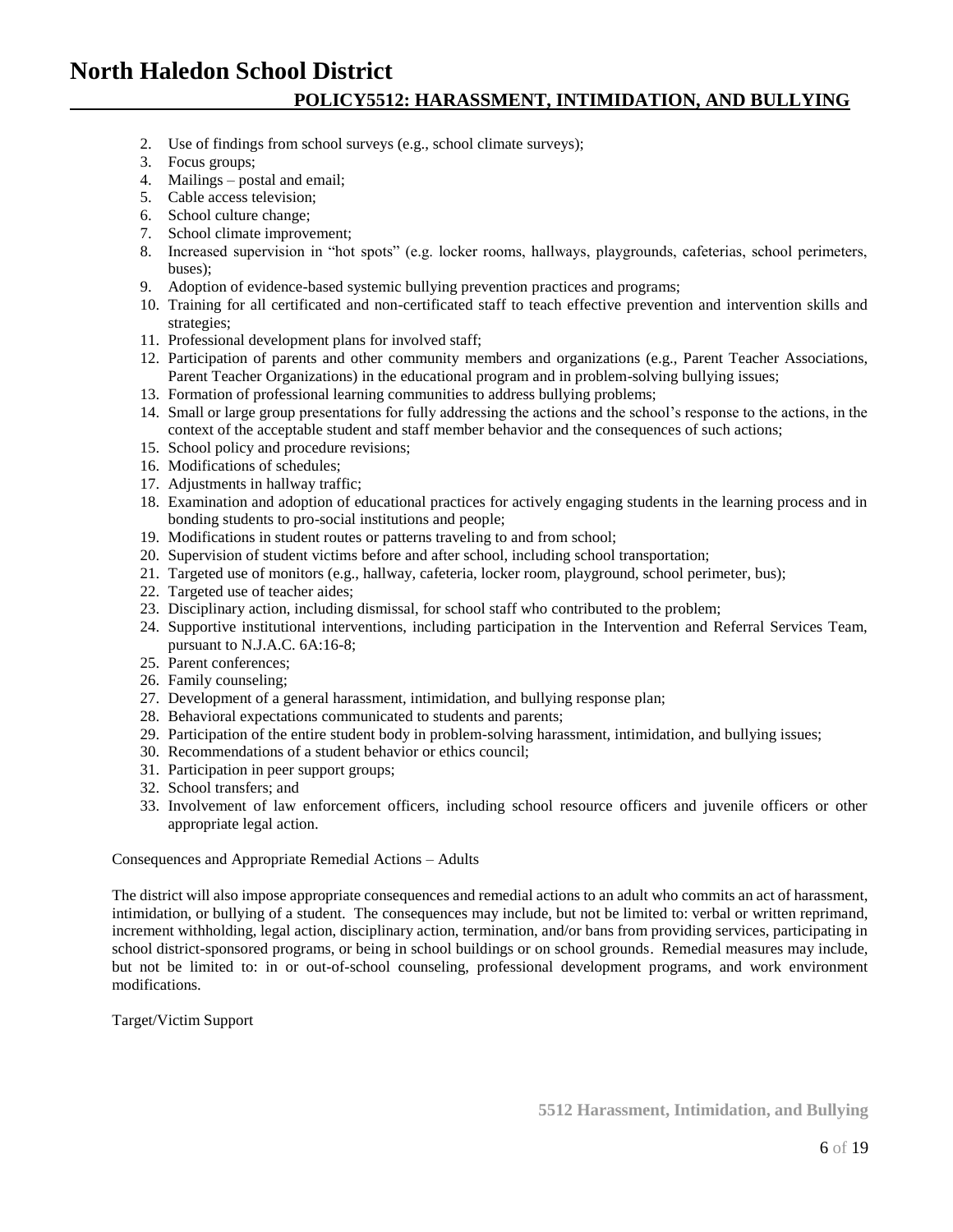2. Use of findings from school surveys (e.g., school climate surveys);
3. Focus groups;
4. Mailings – postal and email;
5. Cable access television;
6. School culture change;
7. School climate improvement;
8. Increased supervision in "hot spots" (e.g. locker rooms, hallways, playgrounds, cafeterias, school perimeters, buses);
9. Adoption of evidence-based systemic bullying prevention practices and programs;
10. Training for all certificated and non-certificated staff to teach effective prevention and intervention skills and strategies;
11. Professional development plans for involved staff;
12. Participation of parents and other community members and organizations (e.g., Parent Teacher Associations, Parent Teacher Organizations) in the educational program and in problem-solving bullying issues;
13. Formation of professional learning communities to address bullying problems;
14. Small or large group presentations for fully addressing the actions and the school's response to the actions, in the context of the acceptable student and staff member behavior and the consequences of such actions;
15. School policy and procedure revisions;
16. Modifications of schedules;
17. Adjustments in hallway traffic;
18. Examination and adoption of educational practices for actively engaging students in the learning process and in bonding students to pro-social institutions and people;
19. Modifications in student routes or patterns traveling to and from school;
20. Supervision of student victims before and after school, including school transportation;
21. Targeted use of monitors (e.g., hallway, cafeteria, locker room, playground, school perimeter, bus);
22. Targeted use of teacher aides;
23. Disciplinary action, including dismissal, for school staff who contributed to the problem;
24. Supportive institutional interventions, including participation in the Intervention and Referral Services Team, pursuant to N.J.A.C. 6A:16-8;
25. Parent conferences;
26. Family counseling;
27. Development of a general harassment, intimidation, and bullying response plan;
28. Behavioral expectations communicated to students and parents;
29. Participation of the entire student body in problem-solving harassment, intimidation, and bullying issues;
30. Recommendations of a student behavior or ethics council;
31. Participation in peer support groups;
32. School transfers; and
33. Involvement of law enforcement officers, including school resource officers and juvenile officers or other appropriate legal action.

Consequences and Appropriate Remedial Actions – Adults

The district will also impose appropriate consequences and remedial actions to an adult who commits an act of harassment, intimidation, or bullying of a student. The consequences may include, but not be limited to: verbal or written reprimand, increment withholding, legal action, disciplinary action, termination, and/or bans from providing services, participating in school district-sponsored programs, or being in school buildings or on school grounds. Remedial measures may include, but not be limited to: in or out-of-school counseling, professional development programs, and work environment modifications.

Target/Victim Support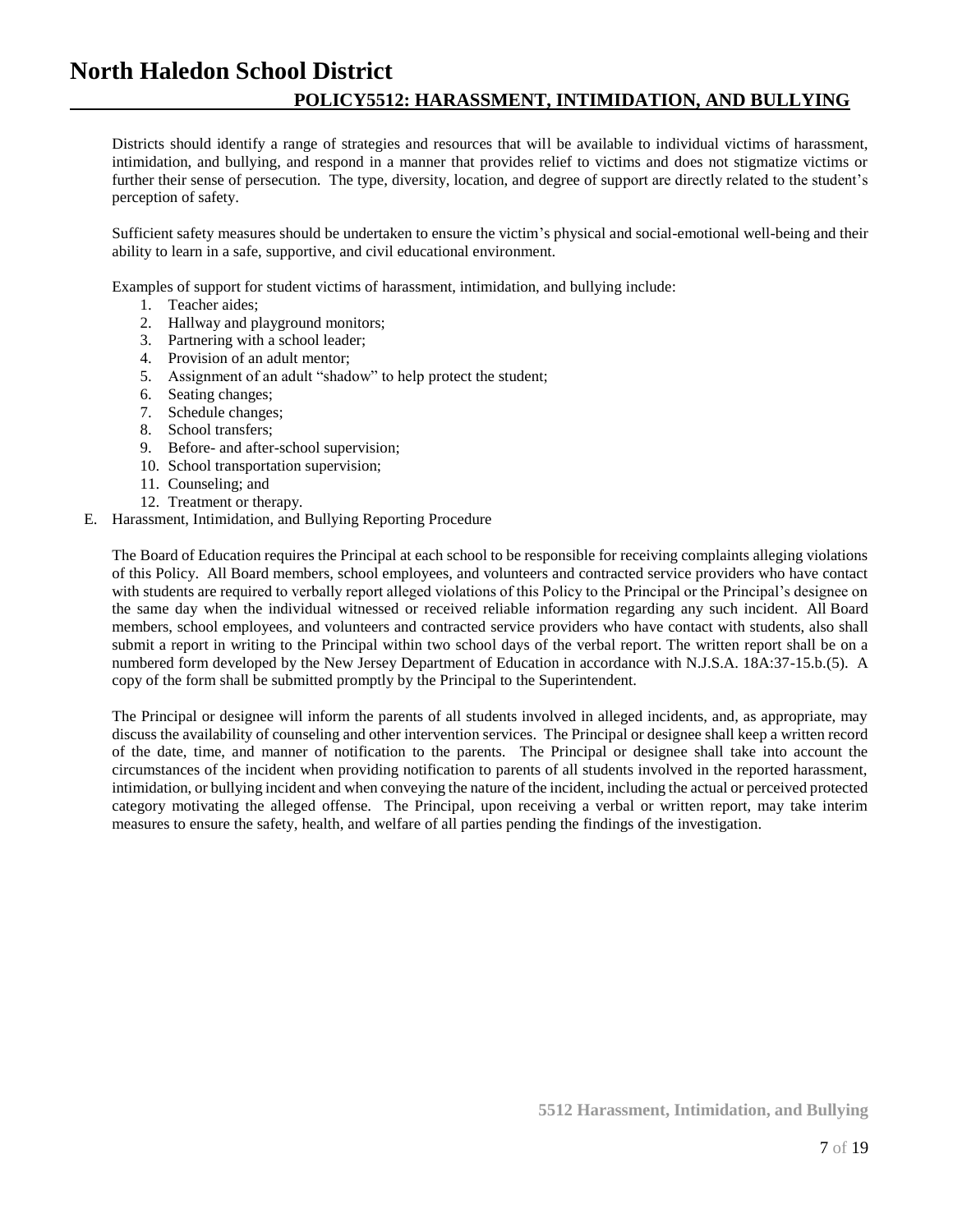Districts should identify a range of strategies and resources that will be available to individual victims of harassment, intimidation, and bullying, and respond in a manner that provides relief to victims and does not stigmatize victims or further their sense of persecution. The type, diversity, location, and degree of support are directly related to the student's perception of safety.

Sufficient safety measures should be undertaken to ensure the victim's physical and social-emotional well-being and their ability to learn in a safe, supportive, and civil educational environment.

Examples of support for student victims of harassment, intimidation, and bullying include:

1. Teacher aides;
2. Hallway and playground monitors;
3. Partnering with a school leader;
4. Provision of an adult mentor;
5. Assignment of an adult "shadow" to help protect the student;
6. Seating changes;
7. Schedule changes;
8. School transfers;
9. Before- and after-school supervision;
10. School transportation supervision;
11. Counseling; and
12. Treatment or therapy.

E. Harassment, Intimidation, and Bullying Reporting Procedure

The Board of Education requires the Principal at each school to be responsible for receiving complaints alleging violations of this Policy. All Board members, school employees, and volunteers and contracted service providers who have contact with students are required to verbally report alleged violations of this Policy to the Principal or the Principal's designee on the same day when the individual witnessed or received reliable information regarding any such incident. All Board members, school employees, and volunteers and contracted service providers who have contact with students, also shall submit a report in writing to the Principal within two school days of the verbal report. The written report shall be on a numbered form developed by the New Jersey Department of Education in accordance with N.J.S.A. 18A:37-15.b.(5). A copy of the form shall be submitted promptly by the Principal to the Superintendent.

The Principal or designee will inform the parents of all students involved in alleged incidents, and, as appropriate, may discuss the availability of counseling and other intervention services. The Principal or designee shall keep a written record of the date, time, and manner of notification to the parents. The Principal or designee shall take into account the circumstances of the incident when providing notification to parents of all students involved in the reported harassment, intimidation, or bullying incident and when conveying the nature of the incident, including the actual or perceived protected category motivating the alleged offense. The Principal, upon receiving a verbal or written report, may take interim measures to ensure the safety, health, and welfare of all parties pending the findings of the investigation.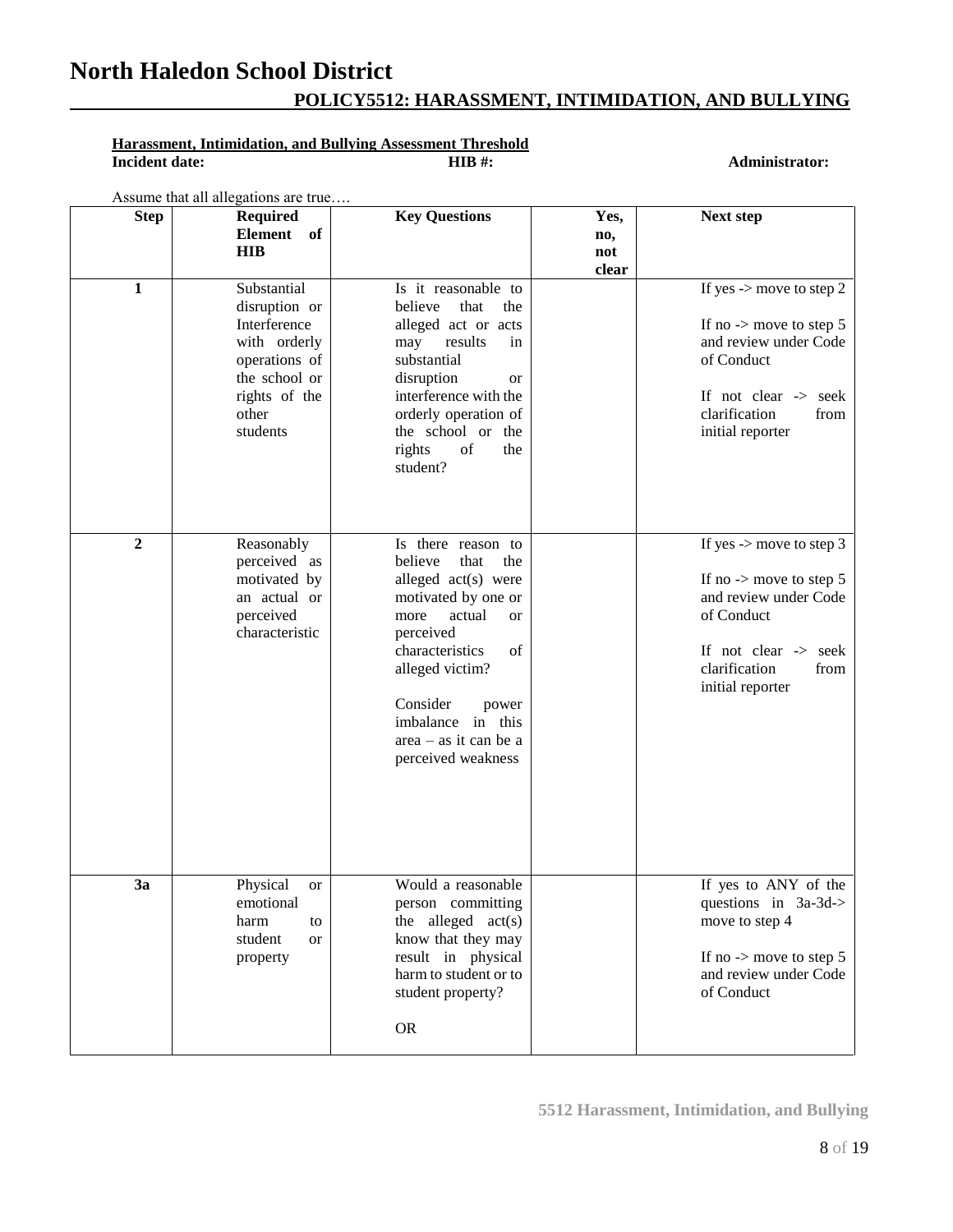# North Haledon School District

## POLICY5512: HARASSMENT, INTIMIDATION, AND BULLYING

**Harassment, Intimidation, and Bullying Assessment Threshold**

**Incident date:** **HIB #:** **Administrator:**

Assume that all allegations are true….

| Step | Required Element of HIB | Key Questions | Yes, no, not clear | Next step |
|---|---|---|---|---|
| **1** | Substantial disruption or Interference with orderly operations of the school or rights of the other students | Is it reasonable to believe that the alleged act or acts may results in substantial disruption or interference with the orderly operation of the school or the rights of the student? | | If yes -> move to step 2<br><br>If no -> move to step 5 and review under Code of Conduct<br><br>If not clear -> seek clarification from initial reporter |
| **2** | Reasonably perceived as motivated by an actual or perceived characteristic | Is there reason to believe that the alleged act(s) were motivated by one or more actual or perceived characteristics of alleged victim?<br><br>Consider power imbalance in this area – as it can be a perceived weakness | | If yes -> move to step 3<br><br>If no -> move to step 5 and review under Code of Conduct<br><br>If not clear -> seek clarification from initial reporter |
| **3a** | Physical or emotional harm to student or property | Would a reasonable person committing the alleged act(s) know that they may result in physical harm to student or to student property?<br><br>OR | | If yes to ANY of the questions in 3a-3d-> move to step 4<br><br>If no -> move to step 5 and review under Code of Conduct |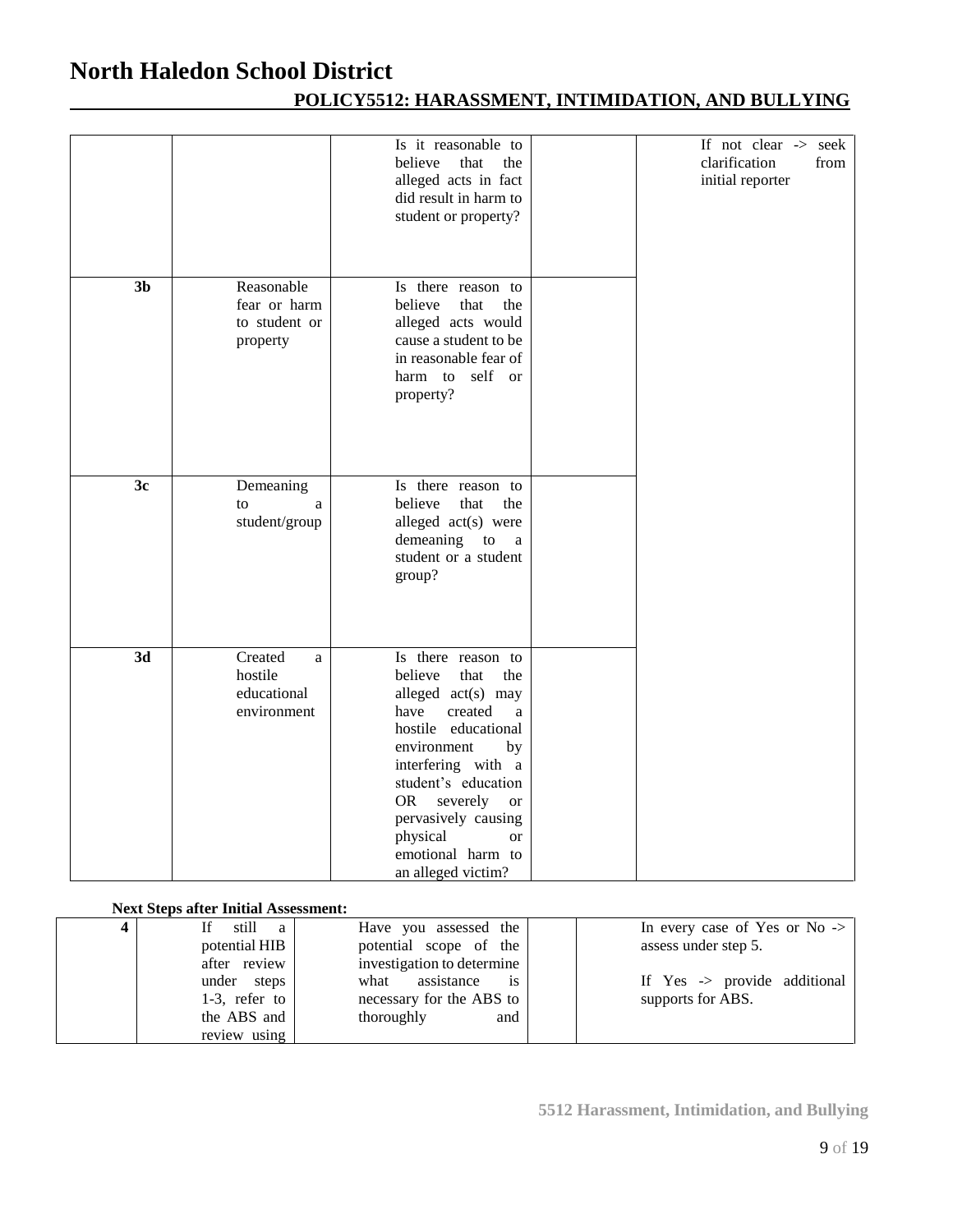| | | | | |
|---|---|---|---|---|
| | | Is it reasonable to believe that the alleged acts in fact did result in harm to student or property? | | If not clear -> seek clarification from initial reporter |
| **3b** | Reasonable fear or harm to student or property | Is there reason to believe that the alleged acts would cause a student to be in reasonable fear of harm to self or property? | | |
| **3c** | Demeaning to a student/group | Is there reason to believe that the alleged act(s) were demeaning to a student or a student group? | | |
| **3d** | Created a hostile educational environment | Is there reason to believe that the alleged act(s) may have created a hostile educational environment by interfering with a student's education OR severely or pervasively causing physical or emotional harm to an alleged victim? | | |

**Next Steps after Initial Assessment:**

| | | | | |
|---|---|---|---|---|
| **4** | If still a potential HIB after review under steps 1-3, refer to the ABS and review using | Have you assessed the potential scope of the investigation to determine what assistance is necessary for the ABS to thoroughly and | | In every case of Yes or No -> assess under step 5.<br><br>If Yes -> provide additional supports for ABS. |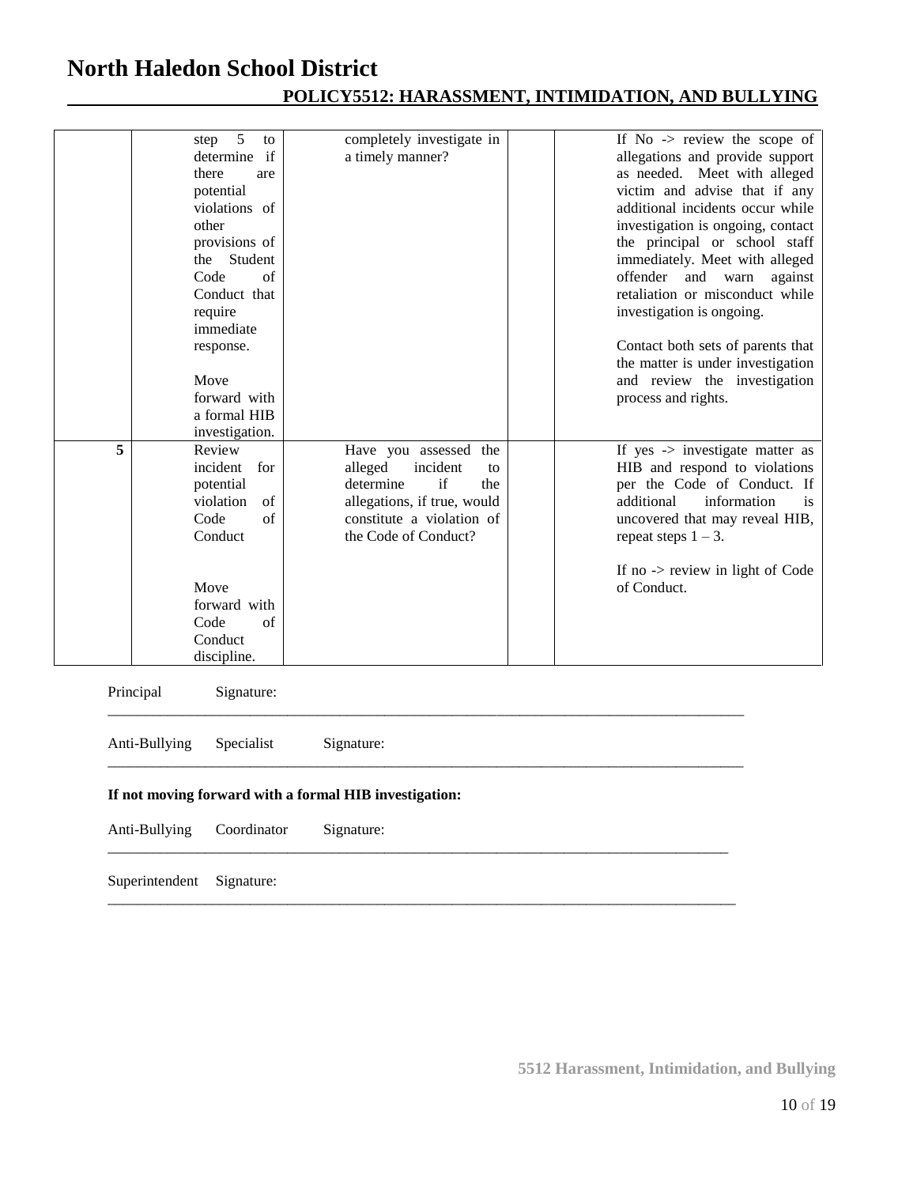| | | | | |
|---|---|---|---|---|
| | step 5 to determine if there are potential violations of other provisions of the Student Code of Conduct that require immediate response.<br><br>Move forward with a formal HIB investigation. | completely investigate in a timely manner? | | If No -> review the scope of allegations and provide support as needed. Meet with alleged victim and advise that if any additional incidents occur while investigation is ongoing, contact the principal or school staff immediately. Meet with alleged offender and warn against retaliation or misconduct while investigation is ongoing.<br><br>Contact both sets of parents that the matter is under investigation and review the investigation process and rights. |
| **5** | Review incident for potential violation of Code of Conduct<br><br>Move forward with Code of Conduct discipline. | Have you assessed the alleged incident to determine if the allegations, if true, would constitute a violation of the Code of Conduct? | | If yes -> investigate matter as HIB and respond to violations per the Code of Conduct. If additional information is uncovered that may reveal HIB, repeat steps 1 – 3.<br><br>If no -> review in light of Code of Conduct. |

Principal Signature: ______________________________________________

Anti-Bullying Specialist Signature: ______________________________________________

**If not moving forward with a formal HIB investigation:**

Anti-Bullying Coordinator Signature: ______________________________________________

Superintendent Signature: ______________________________________________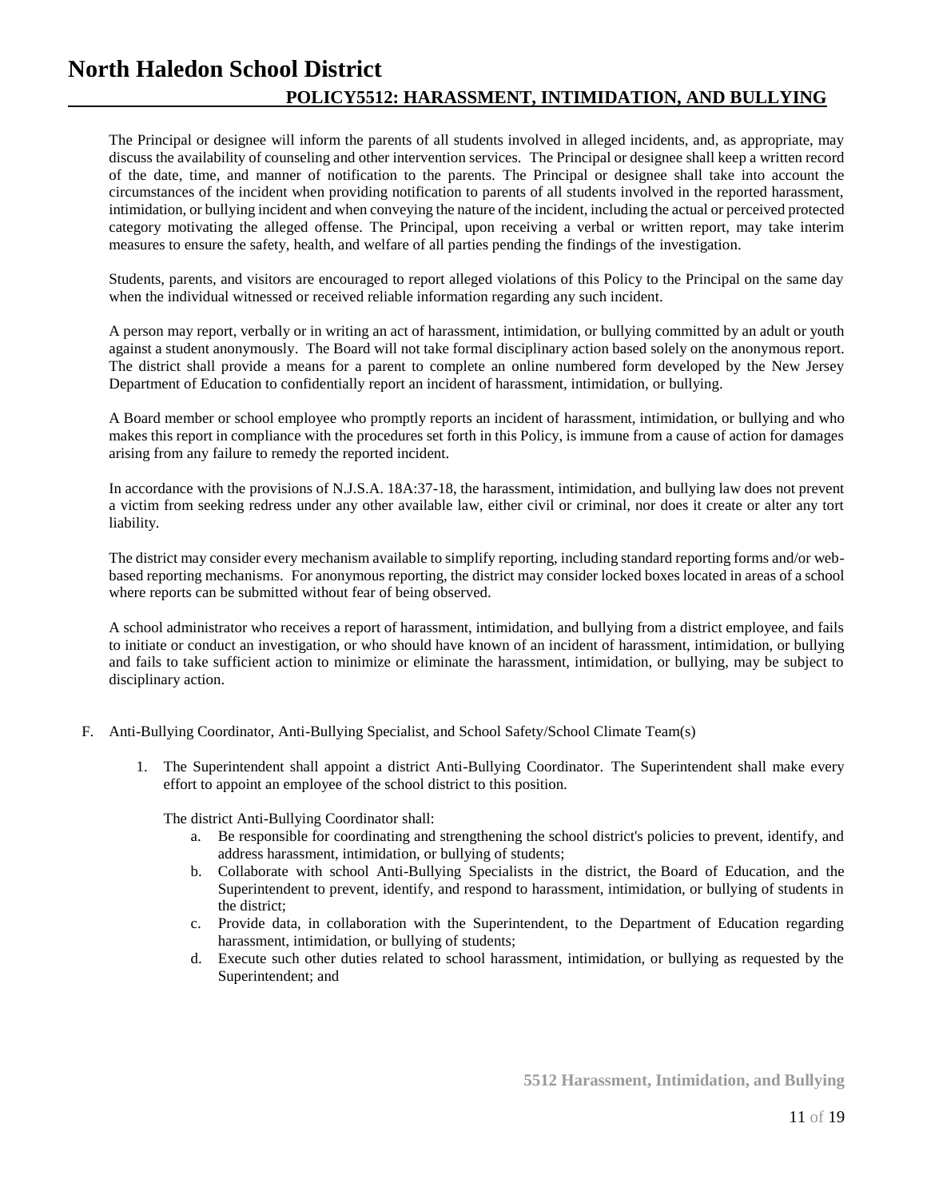The Principal or designee will inform the parents of all students involved in alleged incidents, and, as appropriate, may discuss the availability of counseling and other intervention services. The Principal or designee shall keep a written record of the date, time, and manner of notification to the parents. The Principal or designee shall take into account the circumstances of the incident when providing notification to parents of all students involved in the reported harassment, intimidation, or bullying incident and when conveying the nature of the incident, including the actual or perceived protected category motivating the alleged offense. The Principal, upon receiving a verbal or written report, may take interim measures to ensure the safety, health, and welfare of all parties pending the findings of the investigation.

Students, parents, and visitors are encouraged to report alleged violations of this Policy to the Principal on the same day when the individual witnessed or received reliable information regarding any such incident.

A person may report, verbally or in writing an act of harassment, intimidation, or bullying committed by an adult or youth against a student anonymously. The Board will not take formal disciplinary action based solely on the anonymous report. The district shall provide a means for a parent to complete an online numbered form developed by the New Jersey Department of Education to confidentially report an incident of harassment, intimidation, or bullying.

A Board member or school employee who promptly reports an incident of harassment, intimidation, or bullying and who makes this report in compliance with the procedures set forth in this Policy, is immune from a cause of action for damages arising from any failure to remedy the reported incident.

In accordance with the provisions of N.J.S.A. 18A:37-18, the harassment, intimidation, and bullying law does not prevent a victim from seeking redress under any other available law, either civil or criminal, nor does it create or alter any tort liability.

The district may consider every mechanism available to simplify reporting, including standard reporting forms and/or web-based reporting mechanisms. For anonymous reporting, the district may consider locked boxes located in areas of a school where reports can be submitted without fear of being observed.

A school administrator who receives a report of harassment, intimidation, and bullying from a district employee, and fails to initiate or conduct an investigation, or who should have known of an incident of harassment, intimidation, or bullying and fails to take sufficient action to minimize or eliminate the harassment, intimidation, or bullying, may be subject to disciplinary action.

F. Anti-Bullying Coordinator, Anti-Bullying Specialist, and School Safety/School Climate Team(s)

1. The Superintendent shall appoint a district Anti-Bullying Coordinator. The Superintendent shall make every effort to appoint an employee of the school district to this position.

   The district Anti-Bullying Coordinator shall:

   a. Be responsible for coordinating and strengthening the school district's policies to prevent, identify, and address harassment, intimidation, or bullying of students;
   b. Collaborate with school Anti-Bullying Specialists in the district, the Board of Education, and the Superintendent to prevent, identify, and respond to harassment, intimidation, or bullying of students in the district;
   c. Provide data, in collaboration with the Superintendent, to the Department of Education regarding harassment, intimidation, or bullying of students;
   d. Execute such other duties related to school harassment, intimidation, or bullying as requested by the Superintendent; and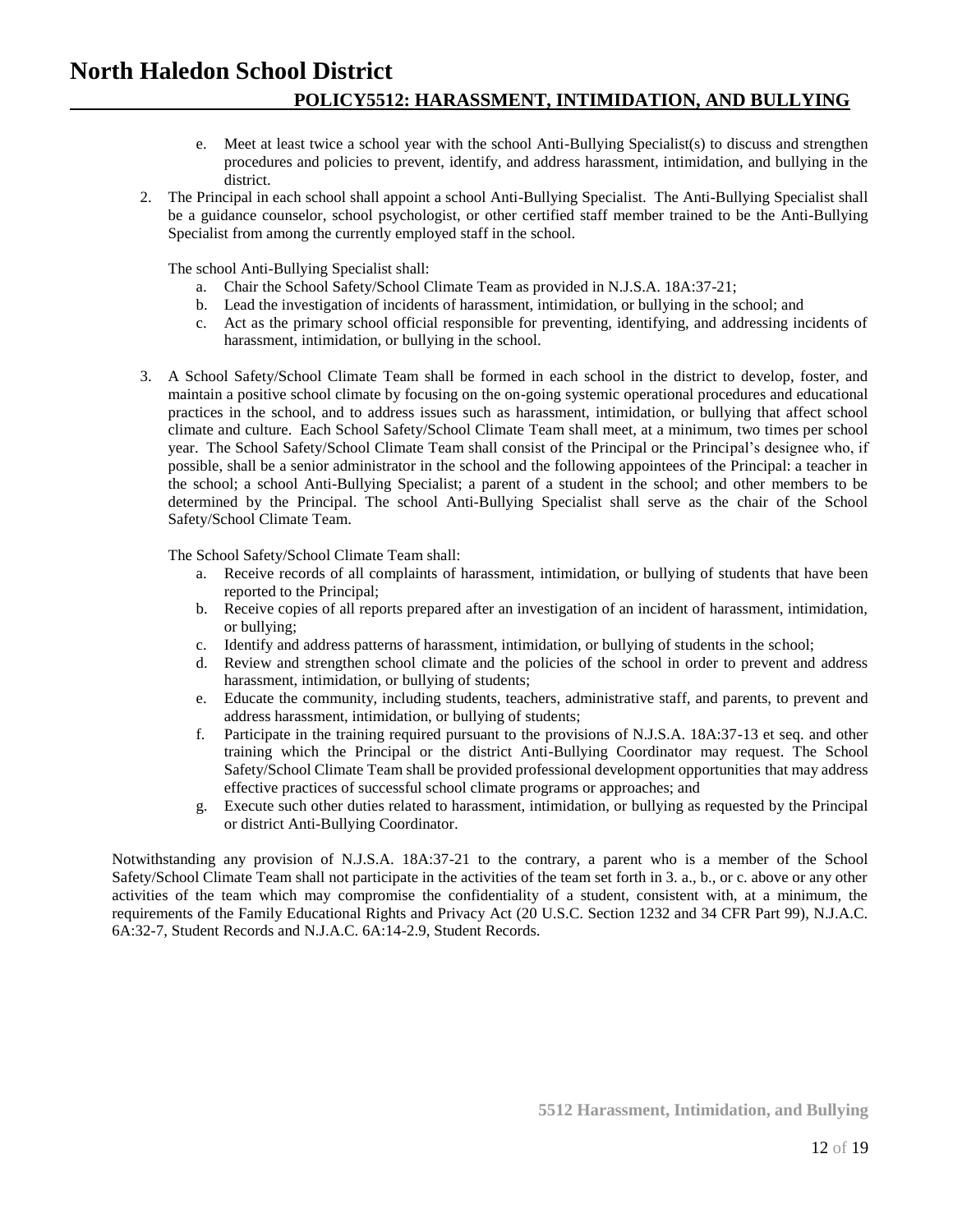e. Meet at least twice a school year with the school Anti-Bullying Specialist(s) to discuss and strengthen procedures and policies to prevent, identify, and address harassment, intimidation, and bullying in the district.

2. The Principal in each school shall appoint a school Anti-Bullying Specialist. The Anti-Bullying Specialist shall be a guidance counselor, school psychologist, or other certified staff member trained to be the Anti-Bullying Specialist from among the currently employed staff in the school.

   The school Anti-Bullying Specialist shall:

   a. Chair the School Safety/School Climate Team as provided in N.J.S.A. 18A:37-21;
   b. Lead the investigation of incidents of harassment, intimidation, or bullying in the school; and
   c. Act as the primary school official responsible for preventing, identifying, and addressing incidents of harassment, intimidation, or bullying in the school.

3. A School Safety/School Climate Team shall be formed in each school in the district to develop, foster, and maintain a positive school climate by focusing on the on-going systemic operational procedures and educational practices in the school, and to address issues such as harassment, intimidation, or bullying that affect school climate and culture. Each School Safety/School Climate Team shall meet, at a minimum, two times per school year. The School Safety/School Climate Team shall consist of the Principal or the Principal's designee who, if possible, shall be a senior administrator in the school and the following appointees of the Principal: a teacher in the school; a school Anti-Bullying Specialist; a parent of a student in the school; and other members to be determined by the Principal. The school Anti-Bullying Specialist shall serve as the chair of the School Safety/School Climate Team.

   The School Safety/School Climate Team shall:

   a. Receive records of all complaints of harassment, intimidation, or bullying of students that have been reported to the Principal;
   b. Receive copies of all reports prepared after an investigation of an incident of harassment, intimidation, or bullying;
   c. Identify and address patterns of harassment, intimidation, or bullying of students in the school;
   d. Review and strengthen school climate and the policies of the school in order to prevent and address harassment, intimidation, or bullying of students;
   e. Educate the community, including students, teachers, administrative staff, and parents, to prevent and address harassment, intimidation, or bullying of students;
   f. Participate in the training required pursuant to the provisions of N.J.S.A. 18A:37-13 et seq. and other training which the Principal or the district Anti-Bullying Coordinator may request. The School Safety/School Climate Team shall be provided professional development opportunities that may address effective practices of successful school climate programs or approaches; and
   g. Execute such other duties related to harassment, intimidation, or bullying as requested by the Principal or district Anti-Bullying Coordinator.

Notwithstanding any provision of N.J.S.A. 18A:37-21 to the contrary, a parent who is a member of the School Safety/School Climate Team shall not participate in the activities of the team set forth in 3. a., b., or c. above or any other activities of the team which may compromise the confidentiality of a student, consistent with, at a minimum, the requirements of the Family Educational Rights and Privacy Act (20 U.S.C. Section 1232 and 34 CFR Part 99), N.J.A.C. 6A:32-7, Student Records and N.J.A.C. 6A:14-2.9, Student Records.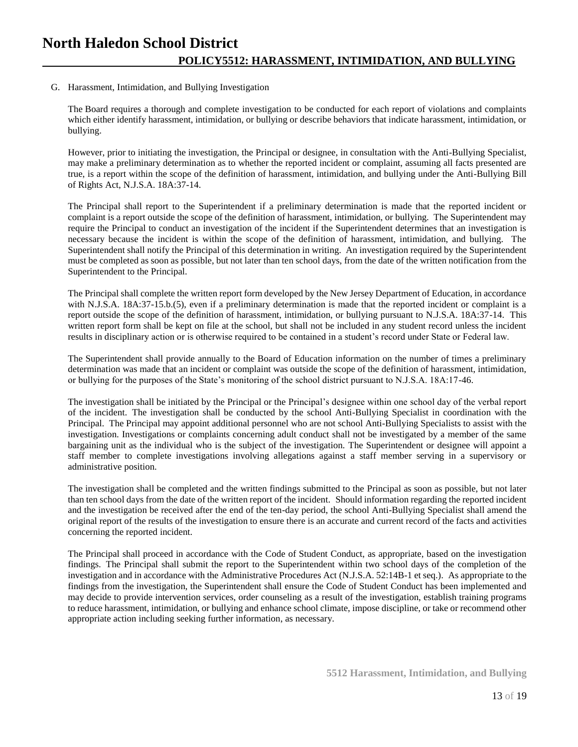G. Harassment, Intimidation, and Bullying Investigation

The Board requires a thorough and complete investigation to be conducted for each report of violations and complaints which either identify harassment, intimidation, or bullying or describe behaviors that indicate harassment, intimidation, or bullying.

However, prior to initiating the investigation, the Principal or designee, in consultation with the Anti-Bullying Specialist, may make a preliminary determination as to whether the reported incident or complaint, assuming all facts presented are true, is a report within the scope of the definition of harassment, intimidation, and bullying under the Anti-Bullying Bill of Rights Act, N.J.S.A. 18A:37-14.

The Principal shall report to the Superintendent if a preliminary determination is made that the reported incident or complaint is a report outside the scope of the definition of harassment, intimidation, or bullying. The Superintendent may require the Principal to conduct an investigation of the incident if the Superintendent determines that an investigation is necessary because the incident is within the scope of the definition of harassment, intimidation, and bullying. The Superintendent shall notify the Principal of this determination in writing. An investigation required by the Superintendent must be completed as soon as possible, but not later than ten school days, from the date of the written notification from the Superintendent to the Principal.

The Principal shall complete the written report form developed by the New Jersey Department of Education, in accordance with N.J.S.A. 18A:37-15.b.(5), even if a preliminary determination is made that the reported incident or complaint is a report outside the scope of the definition of harassment, intimidation, or bullying pursuant to N.J.S.A. 18A:37-14. This written report form shall be kept on file at the school, but shall not be included in any student record unless the incident results in disciplinary action or is otherwise required to be contained in a student's record under State or Federal law.

The Superintendent shall provide annually to the Board of Education information on the number of times a preliminary determination was made that an incident or complaint was outside the scope of the definition of harassment, intimidation, or bullying for the purposes of the State's monitoring of the school district pursuant to N.J.S.A. 18A:17-46.

The investigation shall be initiated by the Principal or the Principal's designee within one school day of the verbal report of the incident. The investigation shall be conducted by the school Anti-Bullying Specialist in coordination with the Principal. The Principal may appoint additional personnel who are not school Anti-Bullying Specialists to assist with the investigation. Investigations or complaints concerning adult conduct shall not be investigated by a member of the same bargaining unit as the individual who is the subject of the investigation. The Superintendent or designee will appoint a staff member to complete investigations involving allegations against a staff member serving in a supervisory or administrative position.

The investigation shall be completed and the written findings submitted to the Principal as soon as possible, but not later than ten school days from the date of the written report of the incident. Should information regarding the reported incident and the investigation be received after the end of the ten-day period, the school Anti-Bullying Specialist shall amend the original report of the results of the investigation to ensure there is an accurate and current record of the facts and activities concerning the reported incident.

The Principal shall proceed in accordance with the Code of Student Conduct, as appropriate, based on the investigation findings. The Principal shall submit the report to the Superintendent within two school days of the completion of the investigation and in accordance with the Administrative Procedures Act (N.J.S.A. 52:14B-1 et seq.). As appropriate to the findings from the investigation, the Superintendent shall ensure the Code of Student Conduct has been implemented and may decide to provide intervention services, order counseling as a result of the investigation, establish training programs to reduce harassment, intimidation, or bullying and enhance school climate, impose discipline, or take or recommend other appropriate action including seeking further information, as necessary.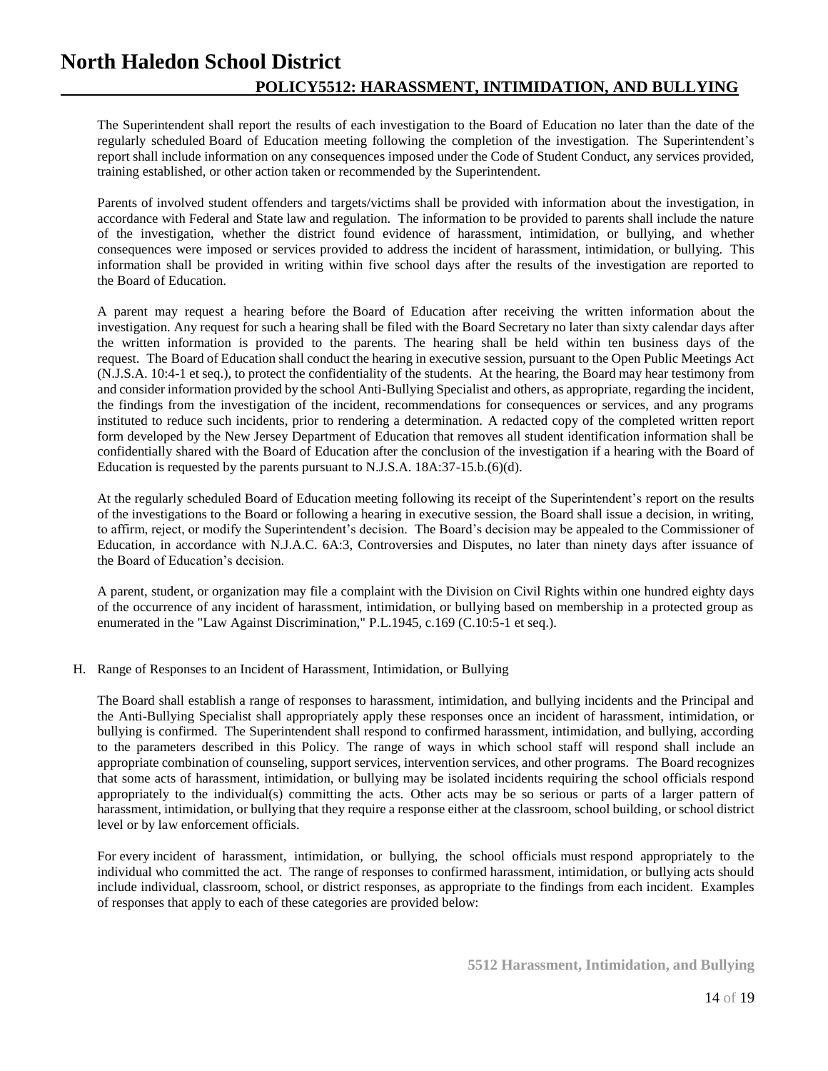The Superintendent shall report the results of each investigation to the Board of Education no later than the date of the regularly scheduled Board of Education meeting following the completion of the investigation. The Superintendent's report shall include information on any consequences imposed under the Code of Student Conduct, any services provided, training established, or other action taken or recommended by the Superintendent.

Parents of involved student offenders and targets/victims shall be provided with information about the investigation, in accordance with Federal and State law and regulation. The information to be provided to parents shall include the nature of the investigation, whether the district found evidence of harassment, intimidation, or bullying, and whether consequences were imposed or services provided to address the incident of harassment, intimidation, or bullying. This information shall be provided in writing within five school days after the results of the investigation are reported to the Board of Education.

A parent may request a hearing before the Board of Education after receiving the written information about the investigation. Any request for such a hearing shall be filed with the Board Secretary no later than sixty calendar days after the written information is provided to the parents. The hearing shall be held within ten business days of the request. The Board of Education shall conduct the hearing in executive session, pursuant to the Open Public Meetings Act (N.J.S.A. 10:4-1 et seq.), to protect the confidentiality of the students. At the hearing, the Board may hear testimony from and consider information provided by the school Anti-Bullying Specialist and others, as appropriate, regarding the incident, the findings from the investigation of the incident, recommendations for consequences or services, and any programs instituted to reduce such incidents, prior to rendering a determination. A redacted copy of the completed written report form developed by the New Jersey Department of Education that removes all student identification information shall be confidentially shared with the Board of Education after the conclusion of the investigation if a hearing with the Board of Education is requested by the parents pursuant to N.J.S.A. 18A:37-15.b.(6)(d).

At the regularly scheduled Board of Education meeting following its receipt of the Superintendent's report on the results of the investigations to the Board or following a hearing in executive session, the Board shall issue a decision, in writing, to affirm, reject, or modify the Superintendent's decision. The Board's decision may be appealed to the Commissioner of Education, in accordance with N.J.A.C. 6A:3, Controversies and Disputes, no later than ninety days after issuance of the Board of Education's decision.

A parent, student, or organization may file a complaint with the Division on Civil Rights within one hundred eighty days of the occurrence of any incident of harassment, intimidation, or bullying based on membership in a protected group as enumerated in the "Law Against Discrimination," P.L.1945, c.169 (C.10:5-1 et seq.).

H. Range of Responses to an Incident of Harassment, Intimidation, or Bullying

The Board shall establish a range of responses to harassment, intimidation, and bullying incidents and the Principal and the Anti-Bullying Specialist shall appropriately apply these responses once an incident of harassment, intimidation, or bullying is confirmed. The Superintendent shall respond to confirmed harassment, intimidation, and bullying, according to the parameters described in this Policy. The range of ways in which school staff will respond shall include an appropriate combination of counseling, support services, intervention services, and other programs. The Board recognizes that some acts of harassment, intimidation, or bullying may be isolated incidents requiring the school officials respond appropriately to the individual(s) committing the acts. Other acts may be so serious or parts of a larger pattern of harassment, intimidation, or bullying that they require a response either at the classroom, school building, or school district level or by law enforcement officials.

For every incident of harassment, intimidation, or bullying, the school officials must respond appropriately to the individual who committed the act. The range of responses to confirmed harassment, intimidation, or bullying acts should include individual, classroom, school, or district responses, as appropriate to the findings from each incident. Examples of responses that apply to each of these categories are provided below: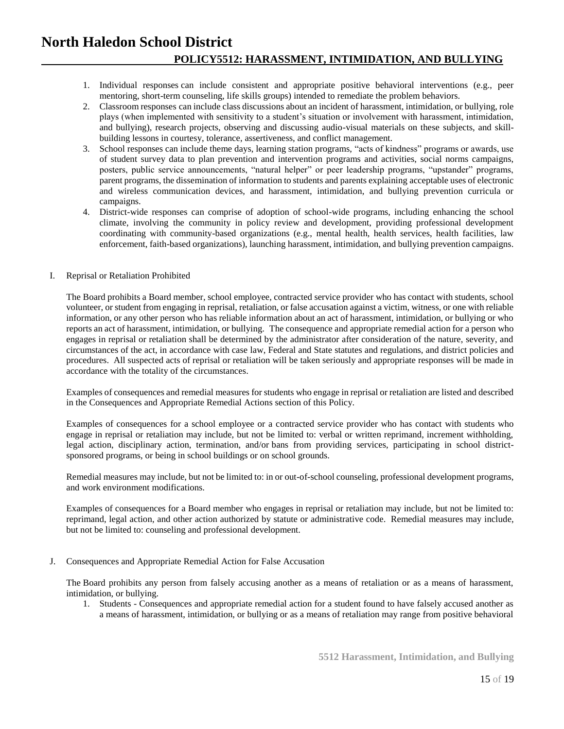1. Individual responses can include consistent and appropriate positive behavioral interventions (e.g., peer mentoring, short-term counseling, life skills groups) intended to remediate the problem behaviors.
2. Classroom responses can include class discussions about an incident of harassment, intimidation, or bullying, role plays (when implemented with sensitivity to a student's situation or involvement with harassment, intimidation, and bullying), research projects, observing and discussing audio-visual materials on these subjects, and skill-building lessons in courtesy, tolerance, assertiveness, and conflict management.
3. School responses can include theme days, learning station programs, "acts of kindness" programs or awards, use of student survey data to plan prevention and intervention programs and activities, social norms campaigns, posters, public service announcements, "natural helper" or peer leadership programs, "upstander" programs, parent programs, the dissemination of information to students and parents explaining acceptable uses of electronic and wireless communication devices, and harassment, intimidation, and bullying prevention curricula or campaigns.
4. District-wide responses can comprise of adoption of school-wide programs, including enhancing the school climate, involving the community in policy review and development, providing professional development coordinating with community-based organizations (e.g., mental health, health services, health facilities, law enforcement, faith-based organizations), launching harassment, intimidation, and bullying prevention campaigns.

I. Reprisal or Retaliation Prohibited

The Board prohibits a Board member, school employee, contracted service provider who has contact with students, school volunteer, or student from engaging in reprisal, retaliation, or false accusation against a victim, witness, or one with reliable information, or any other person who has reliable information about an act of harassment, intimidation, or bullying or who reports an act of harassment, intimidation, or bullying. The consequence and appropriate remedial action for a person who engages in reprisal or retaliation shall be determined by the administrator after consideration of the nature, severity, and circumstances of the act, in accordance with case law, Federal and State statutes and regulations, and district policies and procedures. All suspected acts of reprisal or retaliation will be taken seriously and appropriate responses will be made in accordance with the totality of the circumstances.

Examples of consequences and remedial measures for students who engage in reprisal or retaliation are listed and described in the Consequences and Appropriate Remedial Actions section of this Policy.

Examples of consequences for a school employee or a contracted service provider who has contact with students who engage in reprisal or retaliation may include, but not be limited to: verbal or written reprimand, increment withholding, legal action, disciplinary action, termination, and/or bans from providing services, participating in school district-sponsored programs, or being in school buildings or on school grounds.

Remedial measures may include, but not be limited to: in or out-of-school counseling, professional development programs, and work environment modifications.

Examples of consequences for a Board member who engages in reprisal or retaliation may include, but not be limited to: reprimand, legal action, and other action authorized by statute or administrative code. Remedial measures may include, but not be limited to: counseling and professional development.

J. Consequences and Appropriate Remedial Action for False Accusation

The Board prohibits any person from falsely accusing another as a means of retaliation or as a means of harassment, intimidation, or bullying.

1. Students - Consequences and appropriate remedial action for a student found to have falsely accused another as a means of harassment, intimidation, or bullying or as a means of retaliation may range from positive behavioral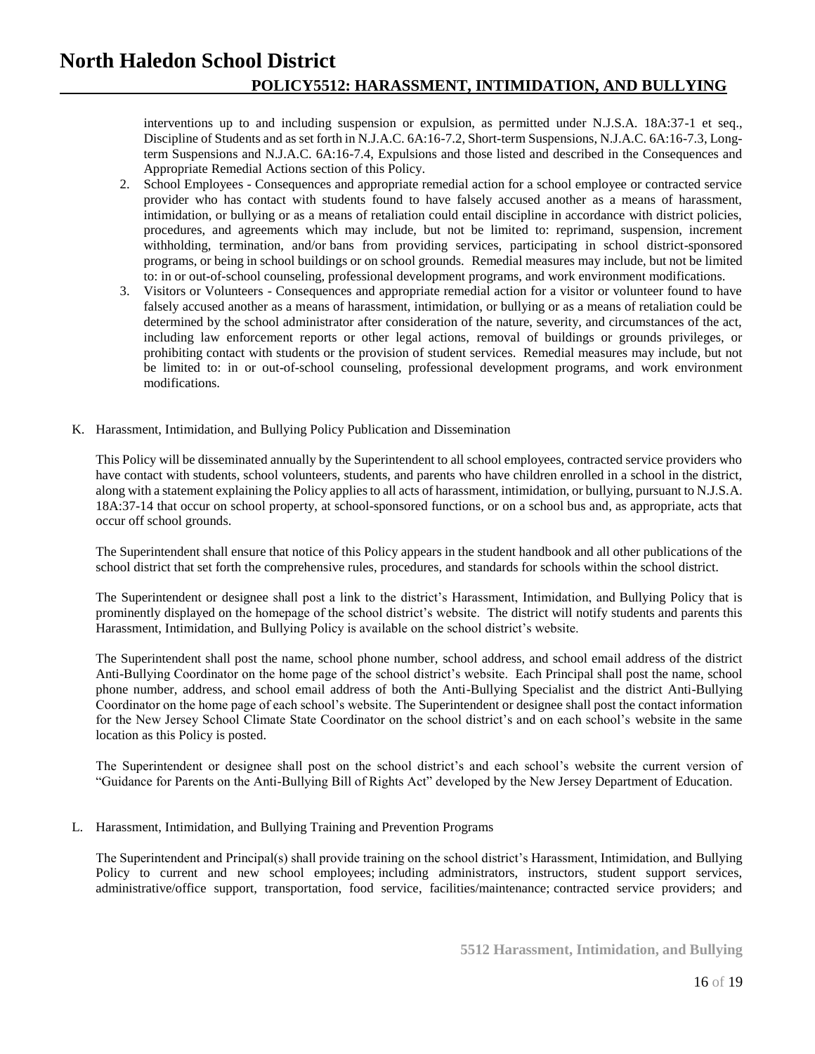interventions up to and including suspension or expulsion, as permitted under N.J.S.A. 18A:37-1 et seq., Discipline of Students and as set forth in N.J.A.C. 6A:16-7.2, Short-term Suspensions, N.J.A.C. 6A:16-7.3, Long-term Suspensions and N.J.A.C. 6A:16-7.4, Expulsions and those listed and described in the Consequences and Appropriate Remedial Actions section of this Policy.

2. School Employees - Consequences and appropriate remedial action for a school employee or contracted service provider who has contact with students found to have falsely accused another as a means of harassment, intimidation, or bullying or as a means of retaliation could entail discipline in accordance with district policies, procedures, and agreements which may include, but not be limited to: reprimand, suspension, increment withholding, termination, and/or bans from providing services, participating in school district-sponsored programs, or being in school buildings or on school grounds. Remedial measures may include, but not be limited to: in or out-of-school counseling, professional development programs, and work environment modifications.
3. Visitors or Volunteers - Consequences and appropriate remedial action for a visitor or volunteer found to have falsely accused another as a means of harassment, intimidation, or bullying or as a means of retaliation could be determined by the school administrator after consideration of the nature, severity, and circumstances of the act, including law enforcement reports or other legal actions, removal of buildings or grounds privileges, or prohibiting contact with students or the provision of student services. Remedial measures may include, but not be limited to: in or out-of-school counseling, professional development programs, and work environment modifications.

K. Harassment, Intimidation, and Bullying Policy Publication and Dissemination

This Policy will be disseminated annually by the Superintendent to all school employees, contracted service providers who have contact with students, school volunteers, students, and parents who have children enrolled in a school in the district, along with a statement explaining the Policy applies to all acts of harassment, intimidation, or bullying, pursuant to N.J.S.A. 18A:37-14 that occur on school property, at school-sponsored functions, or on a school bus and, as appropriate, acts that occur off school grounds.

The Superintendent shall ensure that notice of this Policy appears in the student handbook and all other publications of the school district that set forth the comprehensive rules, procedures, and standards for schools within the school district.

The Superintendent or designee shall post a link to the district's Harassment, Intimidation, and Bullying Policy that is prominently displayed on the homepage of the school district's website. The district will notify students and parents this Harassment, Intimidation, and Bullying Policy is available on the school district's website.

The Superintendent shall post the name, school phone number, school address, and school email address of the district Anti-Bullying Coordinator on the home page of the school district's website. Each Principal shall post the name, school phone number, address, and school email address of both the Anti-Bullying Specialist and the district Anti-Bullying Coordinator on the home page of each school's website. The Superintendent or designee shall post the contact information for the New Jersey School Climate State Coordinator on the school district's and on each school's website in the same location as this Policy is posted.

The Superintendent or designee shall post on the school district's and each school's website the current version of "Guidance for Parents on the Anti-Bullying Bill of Rights Act" developed by the New Jersey Department of Education.

L. Harassment, Intimidation, and Bullying Training and Prevention Programs

The Superintendent and Principal(s) shall provide training on the school district's Harassment, Intimidation, and Bullying Policy to current and new school employees; including administrators, instructors, student support services, administrative/office support, transportation, food service, facilities/maintenance; contracted service providers; and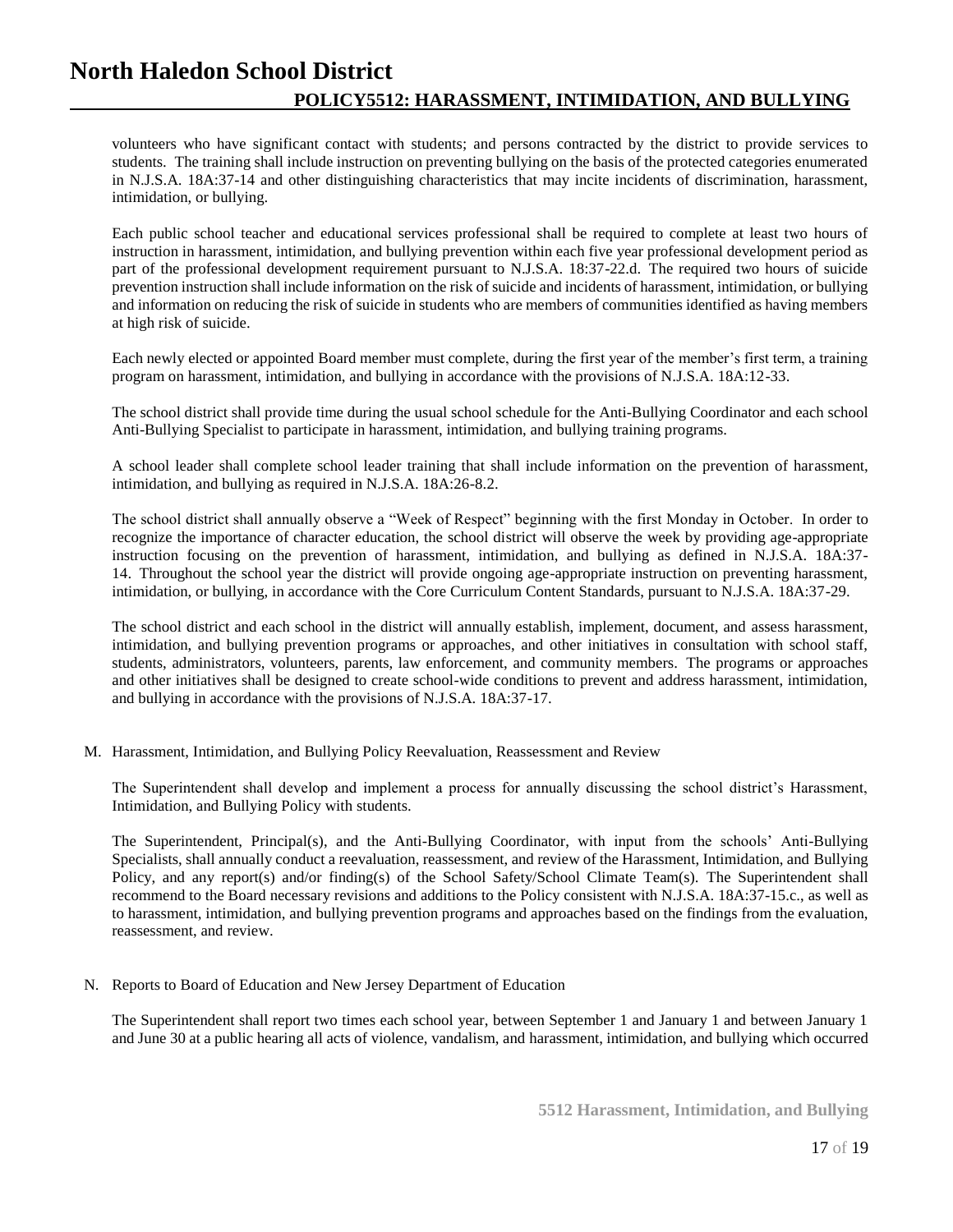volunteers who have significant contact with students; and persons contracted by the district to provide services to students. The training shall include instruction on preventing bullying on the basis of the protected categories enumerated in N.J.S.A. 18A:37-14 and other distinguishing characteristics that may incite incidents of discrimination, harassment, intimidation, or bullying.

Each public school teacher and educational services professional shall be required to complete at least two hours of instruction in harassment, intimidation, and bullying prevention within each five year professional development period as part of the professional development requirement pursuant to N.J.S.A. 18:37-22.d. The required two hours of suicide prevention instruction shall include information on the risk of suicide and incidents of harassment, intimidation, or bullying and information on reducing the risk of suicide in students who are members of communities identified as having members at high risk of suicide.

Each newly elected or appointed Board member must complete, during the first year of the member's first term, a training program on harassment, intimidation, and bullying in accordance with the provisions of N.J.S.A. 18A:12-33.

The school district shall provide time during the usual school schedule for the Anti-Bullying Coordinator and each school Anti-Bullying Specialist to participate in harassment, intimidation, and bullying training programs.

A school leader shall complete school leader training that shall include information on the prevention of harassment, intimidation, and bullying as required in N.J.S.A. 18A:26-8.2.

The school district shall annually observe a "Week of Respect" beginning with the first Monday in October. In order to recognize the importance of character education, the school district will observe the week by providing age-appropriate instruction focusing on the prevention of harassment, intimidation, and bullying as defined in N.J.S.A. 18A:37-14. Throughout the school year the district will provide ongoing age-appropriate instruction on preventing harassment, intimidation, or bullying, in accordance with the Core Curriculum Content Standards, pursuant to N.J.S.A. 18A:37-29.

The school district and each school in the district will annually establish, implement, document, and assess harassment, intimidation, and bullying prevention programs or approaches, and other initiatives in consultation with school staff, students, administrators, volunteers, parents, law enforcement, and community members. The programs or approaches and other initiatives shall be designed to create school-wide conditions to prevent and address harassment, intimidation, and bullying in accordance with the provisions of N.J.S.A. 18A:37-17.

M. Harassment, Intimidation, and Bullying Policy Reevaluation, Reassessment and Review

The Superintendent shall develop and implement a process for annually discussing the school district's Harassment, Intimidation, and Bullying Policy with students.

The Superintendent, Principal(s), and the Anti-Bullying Coordinator, with input from the schools' Anti-Bullying Specialists, shall annually conduct a reevaluation, reassessment, and review of the Harassment, Intimidation, and Bullying Policy, and any report(s) and/or finding(s) of the School Safety/School Climate Team(s). The Superintendent shall recommend to the Board necessary revisions and additions to the Policy consistent with N.J.S.A. 18A:37-15.c., as well as to harassment, intimidation, and bullying prevention programs and approaches based on the findings from the evaluation, reassessment, and review.

N. Reports to Board of Education and New Jersey Department of Education

The Superintendent shall report two times each school year, between September 1 and January 1 and between January 1 and June 30 at a public hearing all acts of violence, vandalism, and harassment, intimidation, and bullying which occurred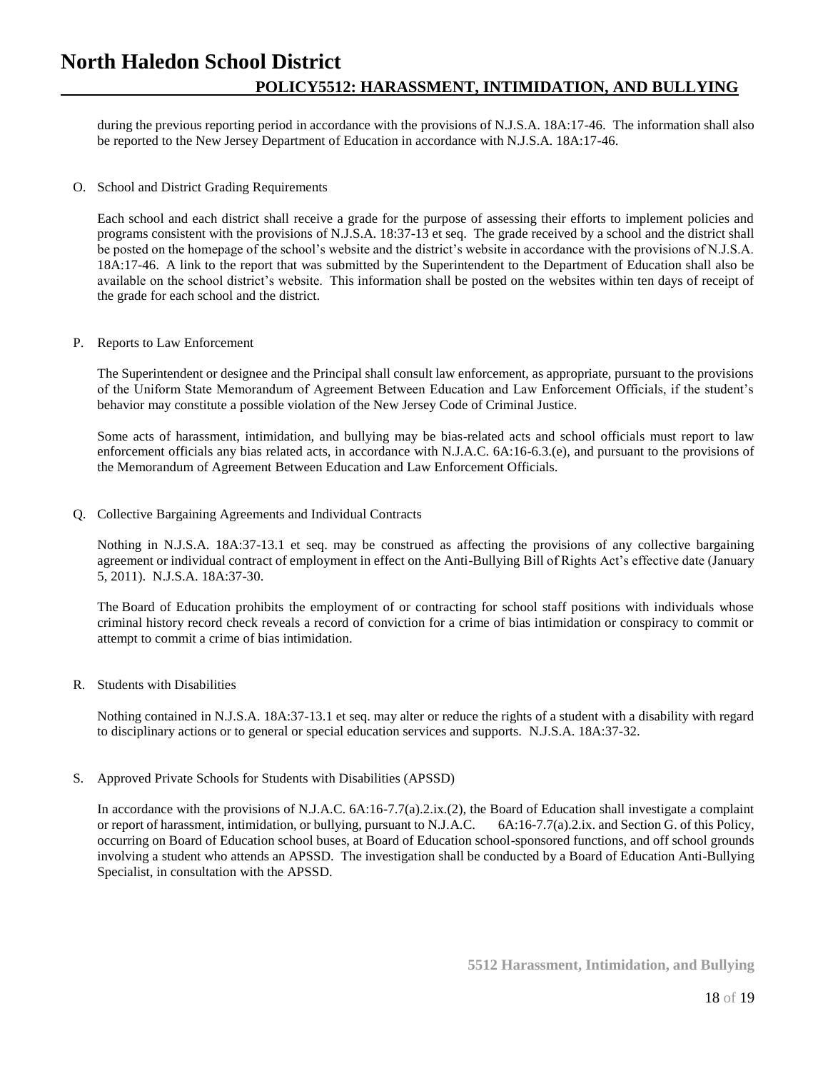during the previous reporting period in accordance with the provisions of N.J.S.A. 18A:17-46. The information shall also be reported to the New Jersey Department of Education in accordance with N.J.S.A. 18A:17-46.

O. School and District Grading Requirements

Each school and each district shall receive a grade for the purpose of assessing their efforts to implement policies and programs consistent with the provisions of N.J.S.A. 18:37-13 et seq. The grade received by a school and the district shall be posted on the homepage of the school's website and the district's website in accordance with the provisions of N.J.S.A. 18A:17-46. A link to the report that was submitted by the Superintendent to the Department of Education shall also be available on the school district's website. This information shall be posted on the websites within ten days of receipt of the grade for each school and the district.

P. Reports to Law Enforcement

The Superintendent or designee and the Principal shall consult law enforcement, as appropriate, pursuant to the provisions of the Uniform State Memorandum of Agreement Between Education and Law Enforcement Officials, if the student's behavior may constitute a possible violation of the New Jersey Code of Criminal Justice.

Some acts of harassment, intimidation, and bullying may be bias-related acts and school officials must report to law enforcement officials any bias related acts, in accordance with N.J.A.C. 6A:16-6.3.(e), and pursuant to the provisions of the Memorandum of Agreement Between Education and Law Enforcement Officials.

Q. Collective Bargaining Agreements and Individual Contracts

Nothing in N.J.S.A. 18A:37-13.1 et seq. may be construed as affecting the provisions of any collective bargaining agreement or individual contract of employment in effect on the Anti-Bullying Bill of Rights Act's effective date (January 5, 2011). N.J.S.A. 18A:37-30.

The Board of Education prohibits the employment of or contracting for school staff positions with individuals whose criminal history record check reveals a record of conviction for a crime of bias intimidation or conspiracy to commit or attempt to commit a crime of bias intimidation.

R. Students with Disabilities

Nothing contained in N.J.S.A. 18A:37-13.1 et seq. may alter or reduce the rights of a student with a disability with regard to disciplinary actions or to general or special education services and supports. N.J.S.A. 18A:37-32.

S. Approved Private Schools for Students with Disabilities (APSSD)

In accordance with the provisions of N.J.A.C. 6A:16-7.7(a).2.ix.(2), the Board of Education shall investigate a complaint or report of harassment, intimidation, or bullying, pursuant to N.J.A.C. 6A:16-7.7(a).2.ix. and Section G. of this Policy, occurring on Board of Education school buses, at Board of Education school-sponsored functions, and off school grounds involving a student who attends an APSSD. The investigation shall be conducted by a Board of Education Anti-Bullying Specialist, in consultation with the APSSD.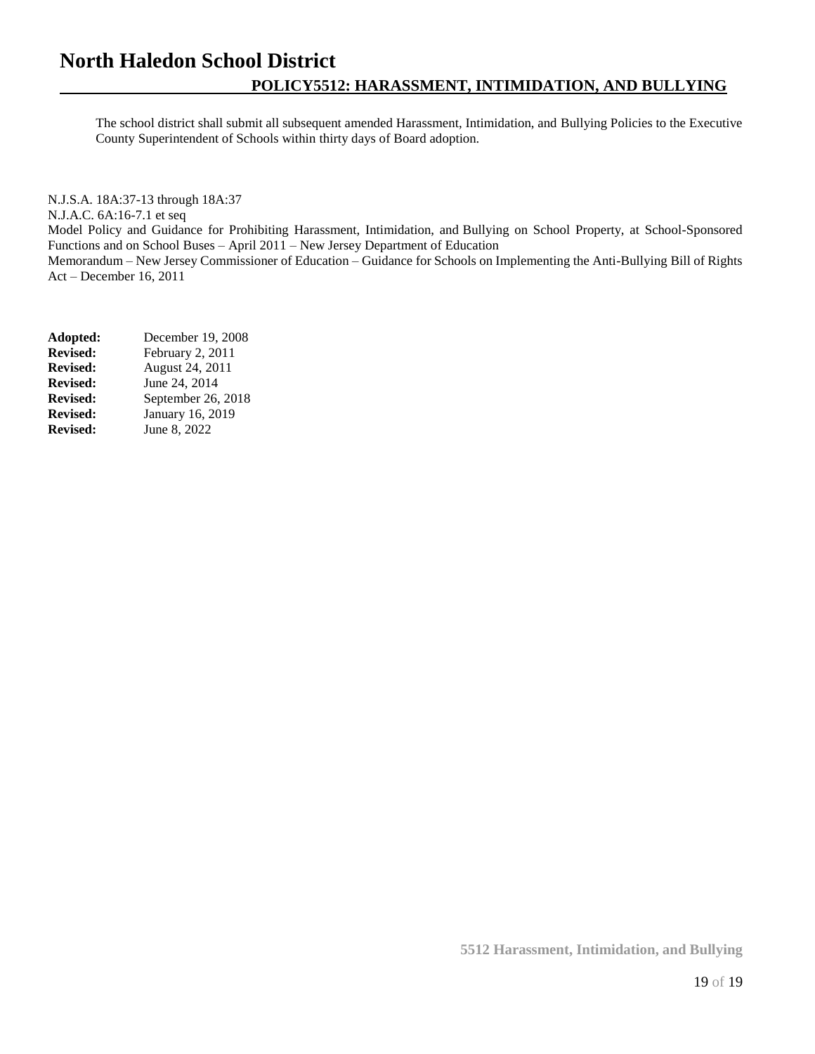The school district shall submit all subsequent amended Harassment, Intimidation, and Bullying Policies to the Executive County Superintendent of Schools within thirty days of Board adoption.

N.J.S.A. 18A:37-13 through 18A:37
N.J.A.C. 6A:16-7.1 et seq
Model Policy and Guidance for Prohibiting Harassment, Intimidation, and Bullying on School Property, at School-Sponsored Functions and on School Buses – April 2011 – New Jersey Department of Education
Memorandum – New Jersey Commissioner of Education – Guidance for Schools on Implementing the Anti-Bullying Bill of Rights Act – December 16, 2011

| | |
|---|---|
| **Adopted:** | December 19, 2008 |
| **Revised:** | February 2, 2011 |
| **Revised:** | August 24, 2011 |
| **Revised:** | June 24, 2014 |
| **Revised:** | September 26, 2018 |
| **Revised:** | January 16, 2019 |
| **Revised:** | June 8, 2022 |